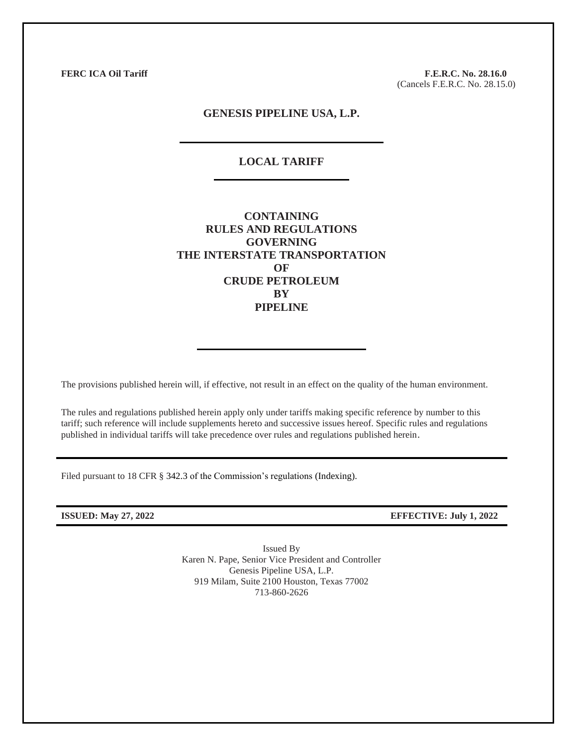**FERC ICA Oil Tariff**

**F.E.R.C. No. 28.16.0**
(Cancels F.E.R.C. No. 28.15.0)

# GENESIS PIPELINE USA, L.P.

---

## LOCAL TARIFF

---

## CONTAINING RULES AND REGULATIONS GOVERNING THE INTERSTATE TRANSPORTATION OF CRUDE PETROLEUM BY PIPELINE

---

The provisions published herein will, if effective, not result in an effect on the quality of the human environment.

The rules and regulations published herein apply only under tariffs making specific reference by number to this tariff; such reference will include supplements hereto and successive issues hereof. Specific rules and regulations published in individual tariffs will take precedence over rules and regulations published herein.

---

Filed pursuant to 18 CFR § 342.3 of the Commission's regulations (Indexing).

---

**ISSUED: May 27, 2022** **EFFECTIVE: July 1, 2022**

---

Issued By
Karen N. Pape, Senior Vice President and Controller
Genesis Pipeline USA, L.P.
919 Milam, Suite 2100 Houston, Texas 77002
713-860-2626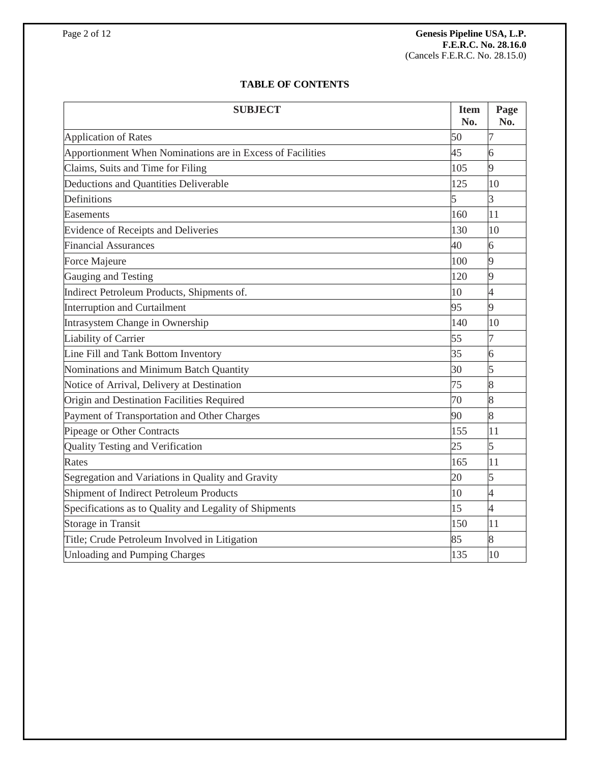## TABLE OF CONTENTS

| SUBJECT | Item No. | Page No. |
|---|---|---|
| Application of Rates | 50 | 7 |
| Apportionment When Nominations are in Excess of Facilities | 45 | 6 |
| Claims, Suits and Time for Filing | 105 | 9 |
| Deductions and Quantities Deliverable | 125 | 10 |
| Definitions | 5 | 3 |
| Easements | 160 | 11 |
| Evidence of Receipts and Deliveries | 130 | 10 |
| Financial Assurances | 40 | 6 |
| Force Majeure | 100 | 9 |
| Gauging and Testing | 120 | 9 |
| Indirect Petroleum Products, Shipments of. | 10 | 4 |
| Interruption and Curtailment | 95 | 9 |
| Intrasystem Change in Ownership | 140 | 10 |
| Liability of Carrier | 55 | 7 |
| Line Fill and Tank Bottom Inventory | 35 | 6 |
| Nominations and Minimum Batch Quantity | 30 | 5 |
| Notice of Arrival, Delivery at Destination | 75 | 8 |
| Origin and Destination Facilities Required | 70 | 8 |
| Payment of Transportation and Other Charges | 90 | 8 |
| Pipeage or Other Contracts | 155 | 11 |
| Quality Testing and Verification | 25 | 5 |
| Rates | 165 | 11 |
| Segregation and Variations in Quality and Gravity | 20 | 5 |
| Shipment of Indirect Petroleum Products | 10 | 4 |
| Specifications as to Quality and Legality of Shipments | 15 | 4 |
| Storage in Transit | 150 | 11 |
| Title; Crude Petroleum Involved in Litigation | 85 | 8 |
| Unloading and Pumping Charges | 135 | 10 |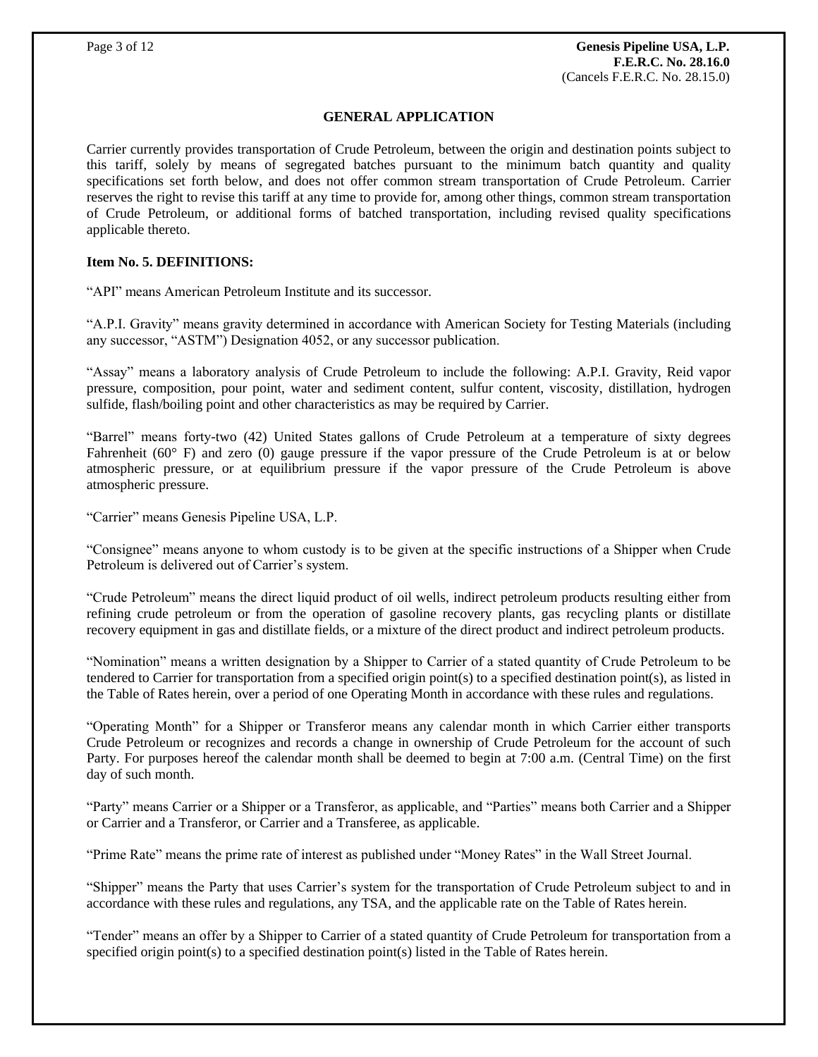## GENERAL APPLICATION

Carrier currently provides transportation of Crude Petroleum, between the origin and destination points subject to this tariff, solely by means of segregated batches pursuant to the minimum batch quantity and quality specifications set forth below, and does not offer common stream transportation of Crude Petroleum. Carrier reserves the right to revise this tariff at any time to provide for, among other things, common stream transportation of Crude Petroleum, or additional forms of batched transportation, including revised quality specifications applicable thereto.

**Item No. 5. DEFINITIONS:**

"API" means American Petroleum Institute and its successor.

"A.P.I. Gravity" means gravity determined in accordance with American Society for Testing Materials (including any successor, "ASTM") Designation 4052, or any successor publication.

"Assay" means a laboratory analysis of Crude Petroleum to include the following: A.P.I. Gravity, Reid vapor pressure, composition, pour point, water and sediment content, sulfur content, viscosity, distillation, hydrogen sulfide, flash/boiling point and other characteristics as may be required by Carrier.

"Barrel" means forty-two (42) United States gallons of Crude Petroleum at a temperature of sixty degrees Fahrenheit (60° F) and zero (0) gauge pressure if the vapor pressure of the Crude Petroleum is at or below atmospheric pressure, or at equilibrium pressure if the vapor pressure of the Crude Petroleum is above atmospheric pressure.

"Carrier" means Genesis Pipeline USA, L.P.

"Consignee" means anyone to whom custody is to be given at the specific instructions of a Shipper when Crude Petroleum is delivered out of Carrier's system.

"Crude Petroleum" means the direct liquid product of oil wells, indirect petroleum products resulting either from refining crude petroleum or from the operation of gasoline recovery plants, gas recycling plants or distillate recovery equipment in gas and distillate fields, or a mixture of the direct product and indirect petroleum products.

"Nomination" means a written designation by a Shipper to Carrier of a stated quantity of Crude Petroleum to be tendered to Carrier for transportation from a specified origin point(s) to a specified destination point(s), as listed in the Table of Rates herein, over a period of one Operating Month in accordance with these rules and regulations.

"Operating Month" for a Shipper or Transferor means any calendar month in which Carrier either transports Crude Petroleum or recognizes and records a change in ownership of Crude Petroleum for the account of such Party. For purposes hereof the calendar month shall be deemed to begin at 7:00 a.m. (Central Time) on the first day of such month.

"Party" means Carrier or a Shipper or a Transferor, as applicable, and "Parties" means both Carrier and a Shipper or Carrier and a Transferor, or Carrier and a Transferee, as applicable.

"Prime Rate" means the prime rate of interest as published under "Money Rates" in the Wall Street Journal.

"Shipper" means the Party that uses Carrier's system for the transportation of Crude Petroleum subject to and in accordance with these rules and regulations, any TSA, and the applicable rate on the Table of Rates herein.

"Tender" means an offer by a Shipper to Carrier of a stated quantity of Crude Petroleum for transportation from a specified origin point(s) to a specified destination point(s) listed in the Table of Rates herein.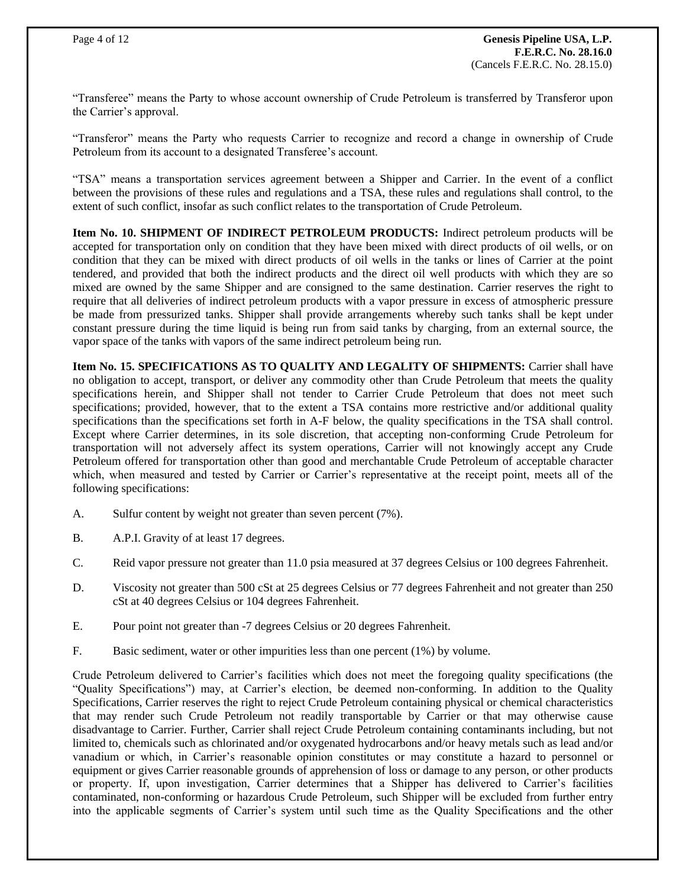"Transferee" means the Party to whose account ownership of Crude Petroleum is transferred by Transferor upon the Carrier's approval.

"Transferor" means the Party who requests Carrier to recognize and record a change in ownership of Crude Petroleum from its account to a designated Transferee's account.

"TSA" means a transportation services agreement between a Shipper and Carrier. In the event of a conflict between the provisions of these rules and regulations and a TSA, these rules and regulations shall control, to the extent of such conflict, insofar as such conflict relates to the transportation of Crude Petroleum.

**Item No. 10. SHIPMENT OF INDIRECT PETROLEUM PRODUCTS:** Indirect petroleum products will be accepted for transportation only on condition that they have been mixed with direct products of oil wells, or on condition that they can be mixed with direct products of oil wells in the tanks or lines of Carrier at the point tendered, and provided that both the indirect products and the direct oil well products with which they are so mixed are owned by the same Shipper and are consigned to the same destination. Carrier reserves the right to require that all deliveries of indirect petroleum products with a vapor pressure in excess of atmospheric pressure be made from pressurized tanks. Shipper shall provide arrangements whereby such tanks shall be kept under constant pressure during the time liquid is being run from said tanks by charging, from an external source, the vapor space of the tanks with vapors of the same indirect petroleum being run.

**Item No. 15. SPECIFICATIONS AS TO QUALITY AND LEGALITY OF SHIPMENTS:** Carrier shall have no obligation to accept, transport, or deliver any commodity other than Crude Petroleum that meets the quality specifications herein, and Shipper shall not tender to Carrier Crude Petroleum that does not meet such specifications; provided, however, that to the extent a TSA contains more restrictive and/or additional quality specifications than the specifications set forth in A-F below, the quality specifications in the TSA shall control. Except where Carrier determines, in its sole discretion, that accepting non-conforming Crude Petroleum for transportation will not adversely affect its system operations, Carrier will not knowingly accept any Crude Petroleum offered for transportation other than good and merchantable Crude Petroleum of acceptable character which, when measured and tested by Carrier or Carrier's representative at the receipt point, meets all of the following specifications:

A. Sulfur content by weight not greater than seven percent (7%).

B. A.P.I. Gravity of at least 17 degrees.

C. Reid vapor pressure not greater than 11.0 psia measured at 37 degrees Celsius or 100 degrees Fahrenheit.

D. Viscosity not greater than 500 cSt at 25 degrees Celsius or 77 degrees Fahrenheit and not greater than 250 cSt at 40 degrees Celsius or 104 degrees Fahrenheit.

E. Pour point not greater than -7 degrees Celsius or 20 degrees Fahrenheit.

F. Basic sediment, water or other impurities less than one percent (1%) by volume.

Crude Petroleum delivered to Carrier's facilities which does not meet the foregoing quality specifications (the "Quality Specifications") may, at Carrier's election, be deemed non-conforming. In addition to the Quality Specifications, Carrier reserves the right to reject Crude Petroleum containing physical or chemical characteristics that may render such Crude Petroleum not readily transportable by Carrier or that may otherwise cause disadvantage to Carrier. Further, Carrier shall reject Crude Petroleum containing contaminants including, but not limited to, chemicals such as chlorinated and/or oxygenated hydrocarbons and/or heavy metals such as lead and/or vanadium or which, in Carrier's reasonable opinion constitutes or may constitute a hazard to personnel or equipment or gives Carrier reasonable grounds of apprehension of loss or damage to any person, or other products or property. If, upon investigation, Carrier determines that a Shipper has delivered to Carrier's facilities contaminated, non-conforming or hazardous Crude Petroleum, such Shipper will be excluded from further entry into the applicable segments of Carrier's system until such time as the Quality Specifications and the other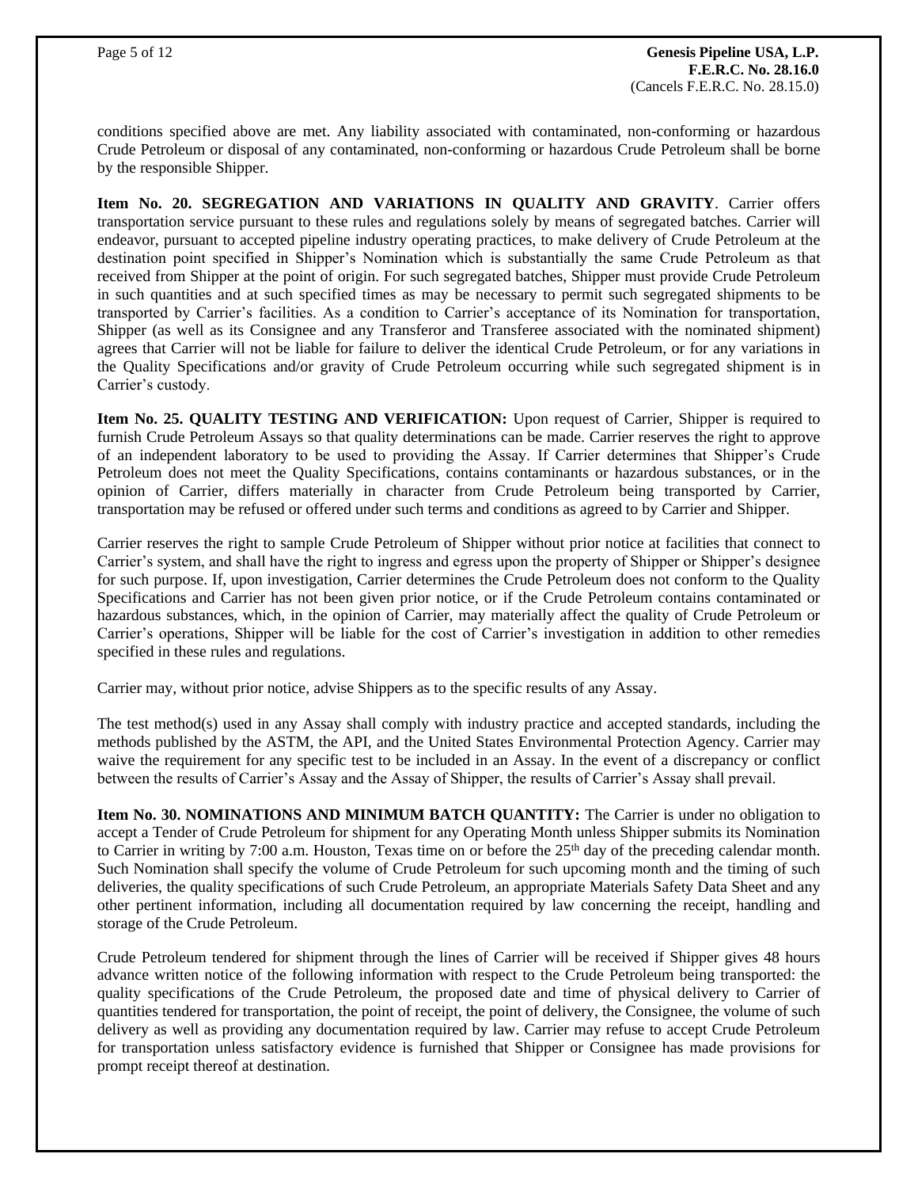conditions specified above are met. Any liability associated with contaminated, non-conforming or hazardous Crude Petroleum or disposal of any contaminated, non-conforming or hazardous Crude Petroleum shall be borne by the responsible Shipper.

**Item No. 20. SEGREGATION AND VARIATIONS IN QUALITY AND GRAVITY**. Carrier offers transportation service pursuant to these rules and regulations solely by means of segregated batches. Carrier will endeavor, pursuant to accepted pipeline industry operating practices, to make delivery of Crude Petroleum at the destination point specified in Shipper's Nomination which is substantially the same Crude Petroleum as that received from Shipper at the point of origin. For such segregated batches, Shipper must provide Crude Petroleum in such quantities and at such specified times as may be necessary to permit such segregated shipments to be transported by Carrier's facilities. As a condition to Carrier's acceptance of its Nomination for transportation, Shipper (as well as its Consignee and any Transferor and Transferee associated with the nominated shipment) agrees that Carrier will not be liable for failure to deliver the identical Crude Petroleum, or for any variations in the Quality Specifications and/or gravity of Crude Petroleum occurring while such segregated shipment is in Carrier's custody.

**Item No. 25. QUALITY TESTING AND VERIFICATION:** Upon request of Carrier, Shipper is required to furnish Crude Petroleum Assays so that quality determinations can be made. Carrier reserves the right to approve of an independent laboratory to be used to providing the Assay. If Carrier determines that Shipper's Crude Petroleum does not meet the Quality Specifications, contains contaminants or hazardous substances, or in the opinion of Carrier, differs materially in character from Crude Petroleum being transported by Carrier, transportation may be refused or offered under such terms and conditions as agreed to by Carrier and Shipper.

Carrier reserves the right to sample Crude Petroleum of Shipper without prior notice at facilities that connect to Carrier's system, and shall have the right to ingress and egress upon the property of Shipper or Shipper's designee for such purpose. If, upon investigation, Carrier determines the Crude Petroleum does not conform to the Quality Specifications and Carrier has not been given prior notice, or if the Crude Petroleum contains contaminated or hazardous substances, which, in the opinion of Carrier, may materially affect the quality of Crude Petroleum or Carrier's operations, Shipper will be liable for the cost of Carrier's investigation in addition to other remedies specified in these rules and regulations.

Carrier may, without prior notice, advise Shippers as to the specific results of any Assay.

The test method(s) used in any Assay shall comply with industry practice and accepted standards, including the methods published by the ASTM, the API, and the United States Environmental Protection Agency. Carrier may waive the requirement for any specific test to be included in an Assay. In the event of a discrepancy or conflict between the results of Carrier's Assay and the Assay of Shipper, the results of Carrier's Assay shall prevail.

**Item No. 30. NOMINATIONS AND MINIMUM BATCH QUANTITY:** The Carrier is under no obligation to accept a Tender of Crude Petroleum for shipment for any Operating Month unless Shipper submits its Nomination to Carrier in writing by 7:00 a.m. Houston, Texas time on or before the 25th day of the preceding calendar month. Such Nomination shall specify the volume of Crude Petroleum for such upcoming month and the timing of such deliveries, the quality specifications of such Crude Petroleum, an appropriate Materials Safety Data Sheet and any other pertinent information, including all documentation required by law concerning the receipt, handling and storage of the Crude Petroleum.

Crude Petroleum tendered for shipment through the lines of Carrier will be received if Shipper gives 48 hours advance written notice of the following information with respect to the Crude Petroleum being transported: the quality specifications of the Crude Petroleum, the proposed date and time of physical delivery to Carrier of quantities tendered for transportation, the point of receipt, the point of delivery, the Consignee, the volume of such delivery as well as providing any documentation required by law. Carrier may refuse to accept Crude Petroleum for transportation unless satisfactory evidence is furnished that Shipper or Consignee has made provisions for prompt receipt thereof at destination.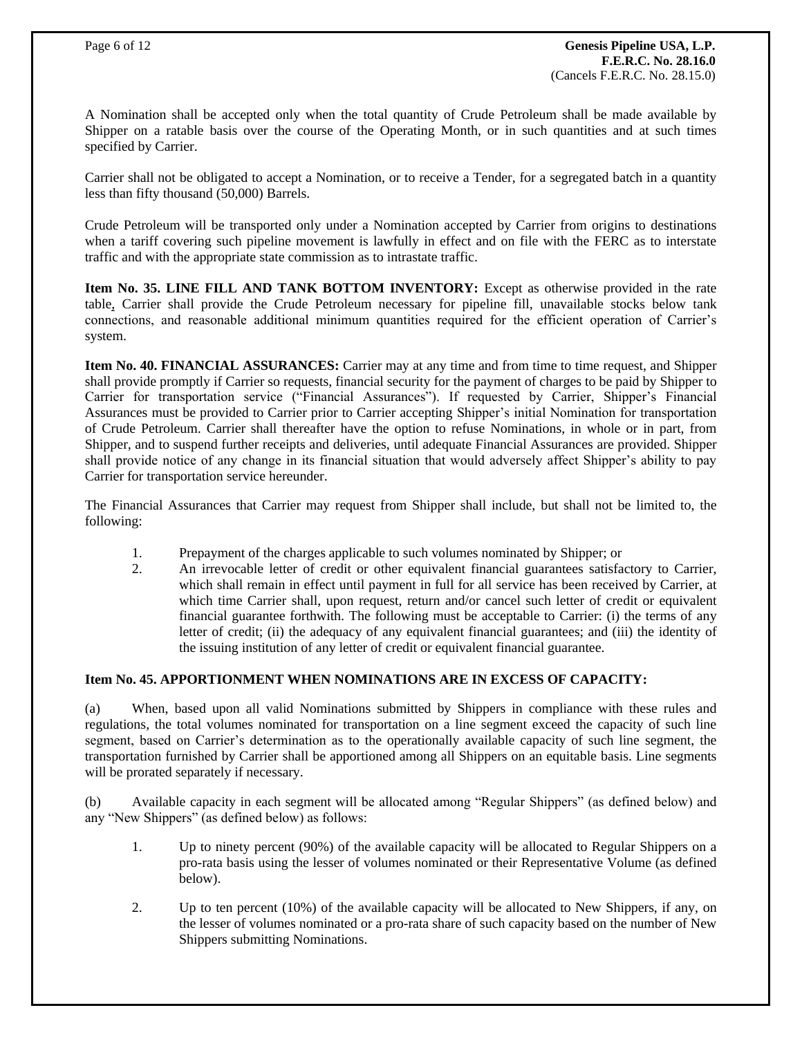A Nomination shall be accepted only when the total quantity of Crude Petroleum shall be made available by Shipper on a ratable basis over the course of the Operating Month, or in such quantities and at such times specified by Carrier.

Carrier shall not be obligated to accept a Nomination, or to receive a Tender, for a segregated batch in a quantity less than fifty thousand (50,000) Barrels.

Crude Petroleum will be transported only under a Nomination accepted by Carrier from origins to destinations when a tariff covering such pipeline movement is lawfully in effect and on file with the FERC as to interstate traffic and with the appropriate state commission as to intrastate traffic.

**Item No. 35. LINE FILL AND TANK BOTTOM INVENTORY:** Except as otherwise provided in the rate table, Carrier shall provide the Crude Petroleum necessary for pipeline fill, unavailable stocks below tank connections, and reasonable additional minimum quantities required for the efficient operation of Carrier's system.

**Item No. 40. FINANCIAL ASSURANCES:** Carrier may at any time and from time to time request, and Shipper shall provide promptly if Carrier so requests, financial security for the payment of charges to be paid by Shipper to Carrier for transportation service ("Financial Assurances"). If requested by Carrier, Shipper's Financial Assurances must be provided to Carrier prior to Carrier accepting Shipper's initial Nomination for transportation of Crude Petroleum. Carrier shall thereafter have the option to refuse Nominations, in whole or in part, from Shipper, and to suspend further receipts and deliveries, until adequate Financial Assurances are provided. Shipper shall provide notice of any change in its financial situation that would adversely affect Shipper's ability to pay Carrier for transportation service hereunder.

The Financial Assurances that Carrier may request from Shipper shall include, but shall not be limited to, the following:

1. Prepayment of the charges applicable to such volumes nominated by Shipper; or
2. An irrevocable letter of credit or other equivalent financial guarantees satisfactory to Carrier, which shall remain in effect until payment in full for all service has been received by Carrier, at which time Carrier shall, upon request, return and/or cancel such letter of credit or equivalent financial guarantee forthwith. The following must be acceptable to Carrier: (i) the terms of any letter of credit; (ii) the adequacy of any equivalent financial guarantees; and (iii) the identity of the issuing institution of any letter of credit or equivalent financial guarantee.

**Item No. 45. APPORTIONMENT WHEN NOMINATIONS ARE IN EXCESS OF CAPACITY:**

(a) When, based upon all valid Nominations submitted by Shippers in compliance with these rules and regulations, the total volumes nominated for transportation on a line segment exceed the capacity of such line segment, based on Carrier's determination as to the operationally available capacity of such line segment, the transportation furnished by Carrier shall be apportioned among all Shippers on an equitable basis. Line segments will be prorated separately if necessary.

(b) Available capacity in each segment will be allocated among "Regular Shippers" (as defined below) and any "New Shippers" (as defined below) as follows:

1. Up to ninety percent (90%) of the available capacity will be allocated to Regular Shippers on a pro-rata basis using the lesser of volumes nominated or their Representative Volume (as defined below).

2. Up to ten percent (10%) of the available capacity will be allocated to New Shippers, if any, on the lesser of volumes nominated or a pro-rata share of such capacity based on the number of New Shippers submitting Nominations.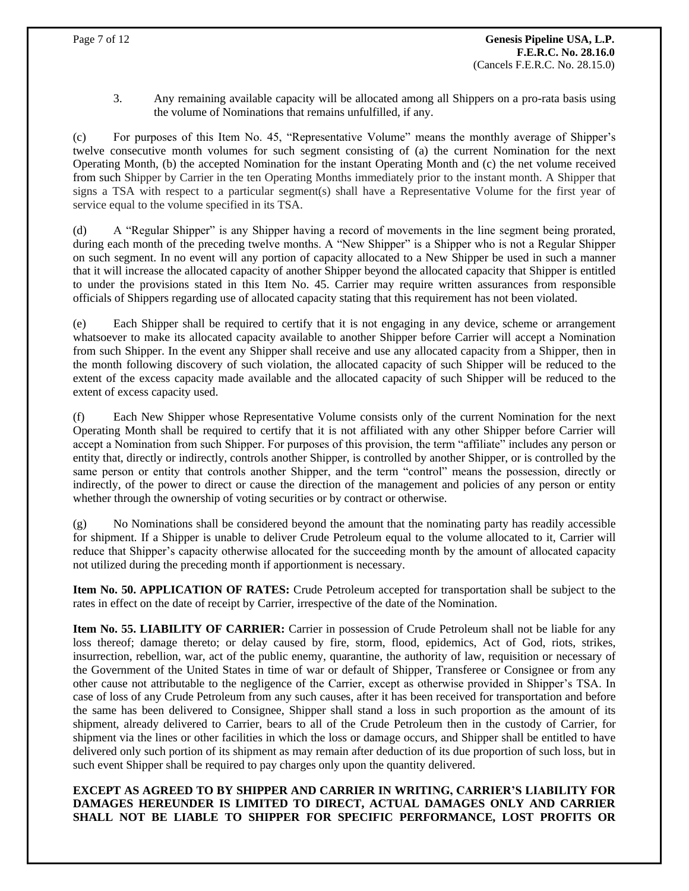3. Any remaining available capacity will be allocated among all Shippers on a pro-rata basis using the volume of Nominations that remains unfulfilled, if any.

(c) For purposes of this Item No. 45, "Representative Volume" means the monthly average of Shipper's twelve consecutive month volumes for such segment consisting of (a) the current Nomination for the next Operating Month, (b) the accepted Nomination for the instant Operating Month and (c) the net volume received from such Shipper by Carrier in the ten Operating Months immediately prior to the instant month. A Shipper that signs a TSA with respect to a particular segment(s) shall have a Representative Volume for the first year of service equal to the volume specified in its TSA.

(d) A "Regular Shipper" is any Shipper having a record of movements in the line segment being prorated, during each month of the preceding twelve months. A "New Shipper" is a Shipper who is not a Regular Shipper on such segment. In no event will any portion of capacity allocated to a New Shipper be used in such a manner that it will increase the allocated capacity of another Shipper beyond the allocated capacity that Shipper is entitled to under the provisions stated in this Item No. 45. Carrier may require written assurances from responsible officials of Shippers regarding use of allocated capacity stating that this requirement has not been violated.

(e) Each Shipper shall be required to certify that it is not engaging in any device, scheme or arrangement whatsoever to make its allocated capacity available to another Shipper before Carrier will accept a Nomination from such Shipper. In the event any Shipper shall receive and use any allocated capacity from a Shipper, then in the month following discovery of such violation, the allocated capacity of such Shipper will be reduced to the extent of the excess capacity made available and the allocated capacity of such Shipper will be reduced to the extent of excess capacity used.

(f) Each New Shipper whose Representative Volume consists only of the current Nomination for the next Operating Month shall be required to certify that it is not affiliated with any other Shipper before Carrier will accept a Nomination from such Shipper. For purposes of this provision, the term "affiliate" includes any person or entity that, directly or indirectly, controls another Shipper, is controlled by another Shipper, or is controlled by the same person or entity that controls another Shipper, and the term "control" means the possession, directly or indirectly, of the power to direct or cause the direction of the management and policies of any person or entity whether through the ownership of voting securities or by contract or otherwise.

(g) No Nominations shall be considered beyond the amount that the nominating party has readily accessible for shipment. If a Shipper is unable to deliver Crude Petroleum equal to the volume allocated to it, Carrier will reduce that Shipper's capacity otherwise allocated for the succeeding month by the amount of allocated capacity not utilized during the preceding month if apportionment is necessary.

**Item No. 50. APPLICATION OF RATES:** Crude Petroleum accepted for transportation shall be subject to the rates in effect on the date of receipt by Carrier, irrespective of the date of the Nomination.

**Item No. 55. LIABILITY OF CARRIER:** Carrier in possession of Crude Petroleum shall not be liable for any loss thereof; damage thereto; or delay caused by fire, storm, flood, epidemics, Act of God, riots, strikes, insurrection, rebellion, war, act of the public enemy, quarantine, the authority of law, requisition or necessary of the Government of the United States in time of war or default of Shipper, Transferee or Consignee or from any other cause not attributable to the negligence of the Carrier, except as otherwise provided in Shipper's TSA. In case of loss of any Crude Petroleum from any such causes, after it has been received for transportation and before the same has been delivered to Consignee, Shipper shall stand a loss in such proportion as the amount of its shipment, already delivered to Carrier, bears to all of the Crude Petroleum then in the custody of Carrier, for shipment via the lines or other facilities in which the loss or damage occurs, and Shipper shall be entitled to have delivered only such portion of its shipment as may remain after deduction of its due proportion of such loss, but in such event Shipper shall be required to pay charges only upon the quantity delivered.

**EXCEPT AS AGREED TO BY SHIPPER AND CARRIER IN WRITING, CARRIER'S LIABILITY FOR DAMAGES HEREUNDER IS LIMITED TO DIRECT, ACTUAL DAMAGES ONLY AND CARRIER SHALL NOT BE LIABLE TO SHIPPER FOR SPECIFIC PERFORMANCE, LOST PROFITS OR**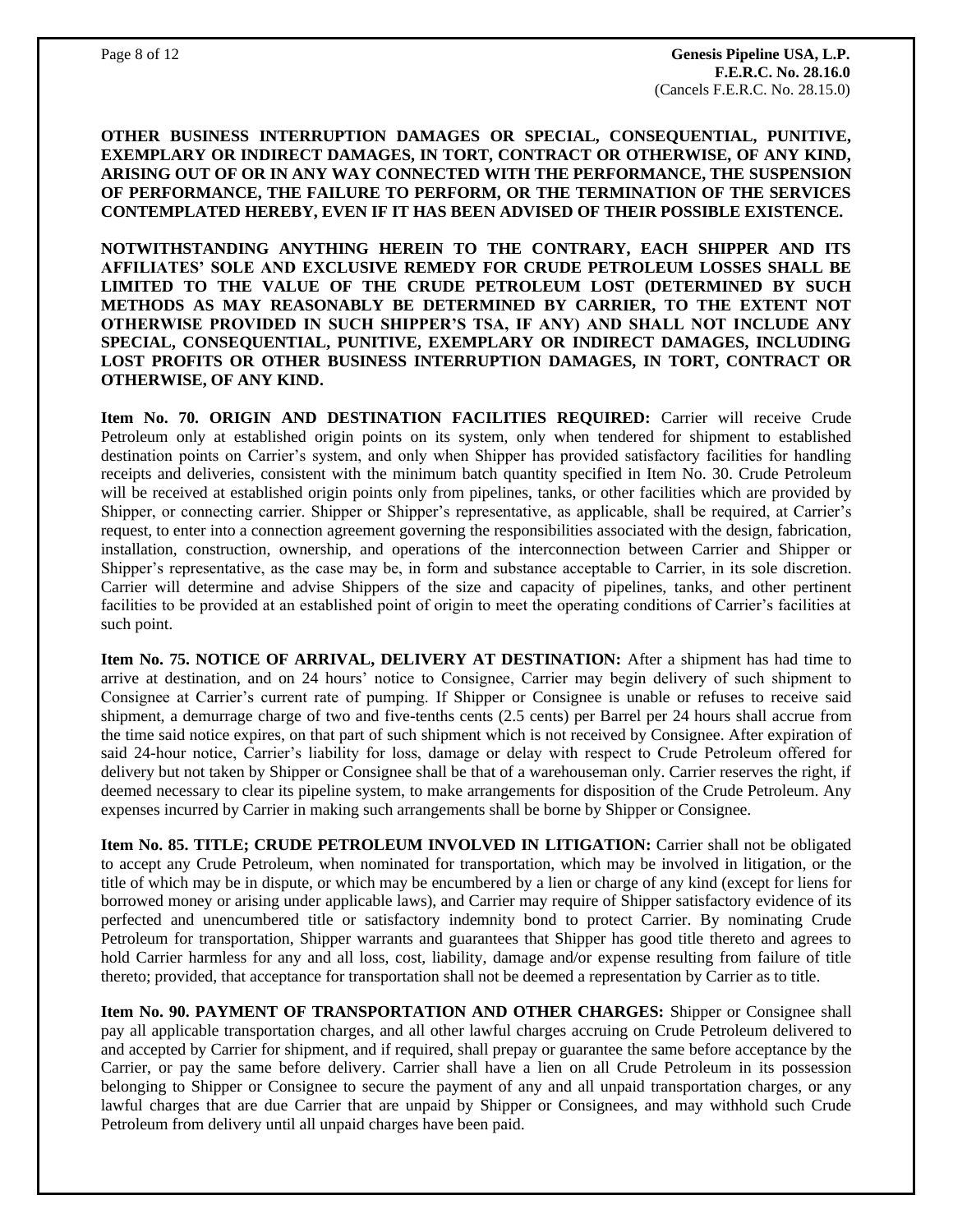**OTHER BUSINESS INTERRUPTION DAMAGES OR SPECIAL, CONSEQUENTIAL, PUNITIVE, EXEMPLARY OR INDIRECT DAMAGES, IN TORT, CONTRACT OR OTHERWISE, OF ANY KIND, ARISING OUT OF OR IN ANY WAY CONNECTED WITH THE PERFORMANCE, THE SUSPENSION OF PERFORMANCE, THE FAILURE TO PERFORM, OR THE TERMINATION OF THE SERVICES CONTEMPLATED HEREBY, EVEN IF IT HAS BEEN ADVISED OF THEIR POSSIBLE EXISTENCE.**

**NOTWITHSTANDING ANYTHING HEREIN TO THE CONTRARY, EACH SHIPPER AND ITS AFFILIATES' SOLE AND EXCLUSIVE REMEDY FOR CRUDE PETROLEUM LOSSES SHALL BE LIMITED TO THE VALUE OF THE CRUDE PETROLEUM LOST (DETERMINED BY SUCH METHODS AS MAY REASONABLY BE DETERMINED BY CARRIER, TO THE EXTENT NOT OTHERWISE PROVIDED IN SUCH SHIPPER'S TSA, IF ANY) AND SHALL NOT INCLUDE ANY SPECIAL, CONSEQUENTIAL, PUNITIVE, EXEMPLARY OR INDIRECT DAMAGES, INCLUDING LOST PROFITS OR OTHER BUSINESS INTERRUPTION DAMAGES, IN TORT, CONTRACT OR OTHERWISE, OF ANY KIND.**

**Item No. 70. ORIGIN AND DESTINATION FACILITIES REQUIRED:** Carrier will receive Crude Petroleum only at established origin points on its system, only when tendered for shipment to established destination points on Carrier's system, and only when Shipper has provided satisfactory facilities for handling receipts and deliveries, consistent with the minimum batch quantity specified in Item No. 30. Crude Petroleum will be received at established origin points only from pipelines, tanks, or other facilities which are provided by Shipper, or connecting carrier. Shipper or Shipper's representative, as applicable, shall be required, at Carrier's request, to enter into a connection agreement governing the responsibilities associated with the design, fabrication, installation, construction, ownership, and operations of the interconnection between Carrier and Shipper or Shipper's representative, as the case may be, in form and substance acceptable to Carrier, in its sole discretion. Carrier will determine and advise Shippers of the size and capacity of pipelines, tanks, and other pertinent facilities to be provided at an established point of origin to meet the operating conditions of Carrier's facilities at such point.

**Item No. 75. NOTICE OF ARRIVAL, DELIVERY AT DESTINATION:** After a shipment has had time to arrive at destination, and on 24 hours' notice to Consignee, Carrier may begin delivery of such shipment to Consignee at Carrier's current rate of pumping. If Shipper or Consignee is unable or refuses to receive said shipment, a demurrage charge of two and five-tenths cents (2.5 cents) per Barrel per 24 hours shall accrue from the time said notice expires, on that part of such shipment which is not received by Consignee. After expiration of said 24-hour notice, Carrier's liability for loss, damage or delay with respect to Crude Petroleum offered for delivery but not taken by Shipper or Consignee shall be that of a warehouseman only. Carrier reserves the right, if deemed necessary to clear its pipeline system, to make arrangements for disposition of the Crude Petroleum. Any expenses incurred by Carrier in making such arrangements shall be borne by Shipper or Consignee.

**Item No. 85. TITLE; CRUDE PETROLEUM INVOLVED IN LITIGATION:** Carrier shall not be obligated to accept any Crude Petroleum, when nominated for transportation, which may be involved in litigation, or the title of which may be in dispute, or which may be encumbered by a lien or charge of any kind (except for liens for borrowed money or arising under applicable laws), and Carrier may require of Shipper satisfactory evidence of its perfected and unencumbered title or satisfactory indemnity bond to protect Carrier. By nominating Crude Petroleum for transportation, Shipper warrants and guarantees that Shipper has good title thereto and agrees to hold Carrier harmless for any and all loss, cost, liability, damage and/or expense resulting from failure of title thereto; provided, that acceptance for transportation shall not be deemed a representation by Carrier as to title.

**Item No. 90. PAYMENT OF TRANSPORTATION AND OTHER CHARGES:** Shipper or Consignee shall pay all applicable transportation charges, and all other lawful charges accruing on Crude Petroleum delivered to and accepted by Carrier for shipment, and if required, shall prepay or guarantee the same before acceptance by the Carrier, or pay the same before delivery. Carrier shall have a lien on all Crude Petroleum in its possession belonging to Shipper or Consignee to secure the payment of any and all unpaid transportation charges, or any lawful charges that are due Carrier that are unpaid by Shipper or Consignees, and may withhold such Crude Petroleum from delivery until all unpaid charges have been paid.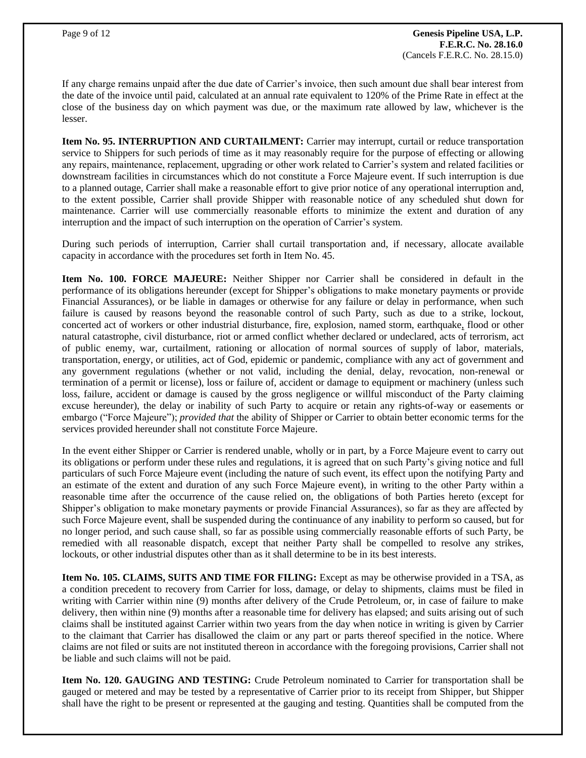If any charge remains unpaid after the due date of Carrier's invoice, then such amount due shall bear interest from the date of the invoice until paid, calculated at an annual rate equivalent to 120% of the Prime Rate in effect at the close of the business day on which payment was due, or the maximum rate allowed by law, whichever is the lesser.

**Item No. 95. INTERRUPTION AND CURTAILMENT:** Carrier may interrupt, curtail or reduce transportation service to Shippers for such periods of time as it may reasonably require for the purpose of effecting or allowing any repairs, maintenance, replacement, upgrading or other work related to Carrier's system and related facilities or downstream facilities in circumstances which do not constitute a Force Majeure event. If such interruption is due to a planned outage, Carrier shall make a reasonable effort to give prior notice of any operational interruption and, to the extent possible, Carrier shall provide Shipper with reasonable notice of any scheduled shut down for maintenance. Carrier will use commercially reasonable efforts to minimize the extent and duration of any interruption and the impact of such interruption on the operation of Carrier's system.

During such periods of interruption, Carrier shall curtail transportation and, if necessary, allocate available capacity in accordance with the procedures set forth in Item No. 45.

**Item No. 100. FORCE MAJEURE:** Neither Shipper nor Carrier shall be considered in default in the performance of its obligations hereunder (except for Shipper's obligations to make monetary payments or provide Financial Assurances), or be liable in damages or otherwise for any failure or delay in performance, when such failure is caused by reasons beyond the reasonable control of such Party, such as due to a strike, lockout, concerted act of workers or other industrial disturbance, fire, explosion, named storm, earthquake, flood or other natural catastrophe, civil disturbance, riot or armed conflict whether declared or undeclared, acts of terrorism, act of public enemy, war, curtailment, rationing or allocation of normal sources of supply of labor, materials, transportation, energy, or utilities, act of God, epidemic or pandemic, compliance with any act of government and any government regulations (whether or not valid, including the denial, delay, revocation, non-renewal or termination of a permit or license), loss or failure of, accident or damage to equipment or machinery (unless such loss, failure, accident or damage is caused by the gross negligence or willful misconduct of the Party claiming excuse hereunder), the delay or inability of such Party to acquire or retain any rights-of-way or easements or embargo ("Force Majeure"); *provided that* the ability of Shipper or Carrier to obtain better economic terms for the services provided hereunder shall not constitute Force Majeure.

In the event either Shipper or Carrier is rendered unable, wholly or in part, by a Force Majeure event to carry out its obligations or perform under these rules and regulations, it is agreed that on such Party's giving notice and full particulars of such Force Majeure event (including the nature of such event, its effect upon the notifying Party and an estimate of the extent and duration of any such Force Majeure event), in writing to the other Party within a reasonable time after the occurrence of the cause relied on, the obligations of both Parties hereto (except for Shipper's obligation to make monetary payments or provide Financial Assurances), so far as they are affected by such Force Majeure event, shall be suspended during the continuance of any inability to perform so caused, but for no longer period, and such cause shall, so far as possible using commercially reasonable efforts of such Party, be remedied with all reasonable dispatch, except that neither Party shall be compelled to resolve any strikes, lockouts, or other industrial disputes other than as it shall determine to be in its best interests.

**Item No. 105. CLAIMS, SUITS AND TIME FOR FILING:** Except as may be otherwise provided in a TSA, as a condition precedent to recovery from Carrier for loss, damage, or delay to shipments, claims must be filed in writing with Carrier within nine (9) months after delivery of the Crude Petroleum, or, in case of failure to make delivery, then within nine (9) months after a reasonable time for delivery has elapsed; and suits arising out of such claims shall be instituted against Carrier within two years from the day when notice in writing is given by Carrier to the claimant that Carrier has disallowed the claim or any part or parts thereof specified in the notice. Where claims are not filed or suits are not instituted thereon in accordance with the foregoing provisions, Carrier shall not be liable and such claims will not be paid.

**Item No. 120. GAUGING AND TESTING:** Crude Petroleum nominated to Carrier for transportation shall be gauged or metered and may be tested by a representative of Carrier prior to its receipt from Shipper, but Shipper shall have the right to be present or represented at the gauging and testing. Quantities shall be computed from the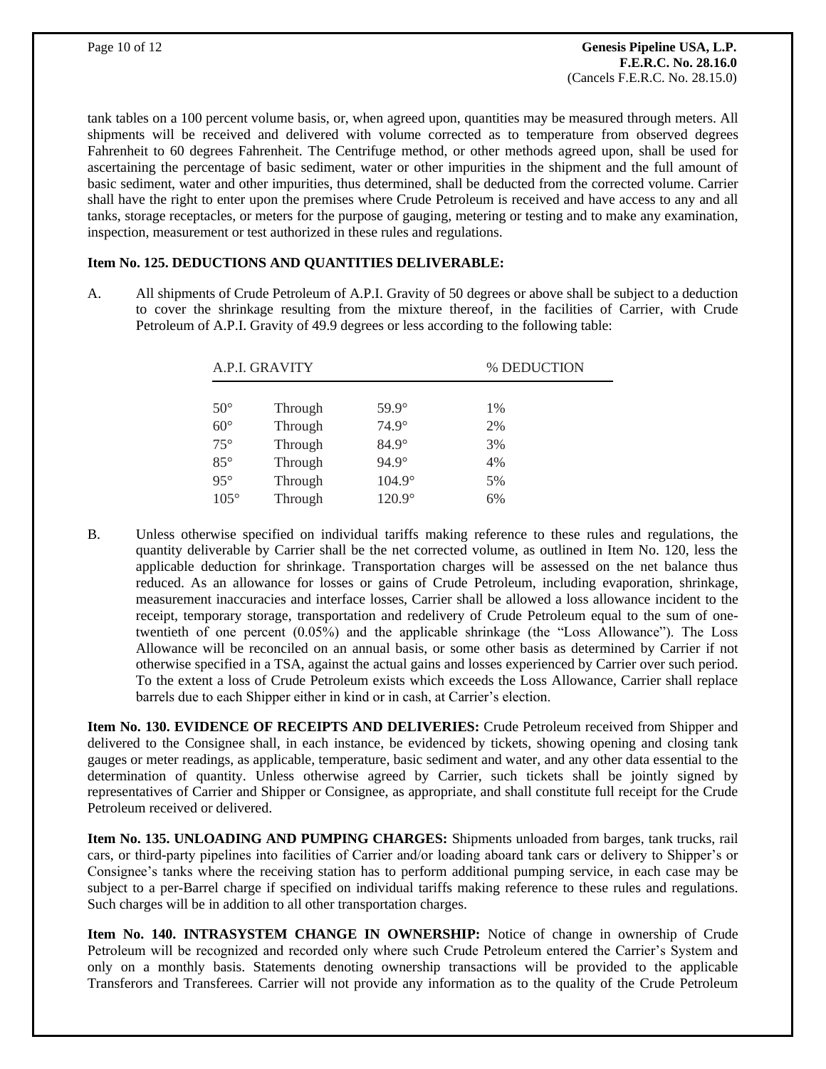tank tables on a 100 percent volume basis, or, when agreed upon, quantities may be measured through meters. All shipments will be received and delivered with volume corrected as to temperature from observed degrees Fahrenheit to 60 degrees Fahrenheit. The Centrifuge method, or other methods agreed upon, shall be used for ascertaining the percentage of basic sediment, water or other impurities in the shipment and the full amount of basic sediment, water and other impurities, thus determined, shall be deducted from the corrected volume. Carrier shall have the right to enter upon the premises where Crude Petroleum is received and have access to any and all tanks, storage receptacles, or meters for the purpose of gauging, metering or testing and to make any examination, inspection, measurement or test authorized in these rules and regulations.

**Item No. 125. DEDUCTIONS AND QUANTITIES DELIVERABLE:**

A. All shipments of Crude Petroleum of A.P.I. Gravity of 50 degrees or above shall be subject to a deduction to cover the shrinkage resulting from the mixture thereof, in the facilities of Carrier, with Crude Petroleum of A.P.I. Gravity of 49.9 degrees or less according to the following table:

| A.P.I. GRAVITY | | | % DEDUCTION |
|---|---|---|---|
| 50° | Through | 59.9° | 1% |
| 60° | Through | 74.9° | 2% |
| 75° | Through | 84.9° | 3% |
| 85° | Through | 94.9° | 4% |
| 95° | Through | 104.9° | 5% |
| 105° | Through | 120.9° | 6% |

B. Unless otherwise specified on individual tariffs making reference to these rules and regulations, the quantity deliverable by Carrier shall be the net corrected volume, as outlined in Item No. 120, less the applicable deduction for shrinkage. Transportation charges will be assessed on the net balance thus reduced. As an allowance for losses or gains of Crude Petroleum, including evaporation, shrinkage, measurement inaccuracies and interface losses, Carrier shall be allowed a loss allowance incident to the receipt, temporary storage, transportation and redelivery of Crude Petroleum equal to the sum of one-twentieth of one percent (0.05%) and the applicable shrinkage (the "Loss Allowance"). The Loss Allowance will be reconciled on an annual basis, or some other basis as determined by Carrier if not otherwise specified in a TSA, against the actual gains and losses experienced by Carrier over such period. To the extent a loss of Crude Petroleum exists which exceeds the Loss Allowance, Carrier shall replace barrels due to each Shipper either in kind or in cash, at Carrier's election.

**Item No. 130. EVIDENCE OF RECEIPTS AND DELIVERIES:** Crude Petroleum received from Shipper and delivered to the Consignee shall, in each instance, be evidenced by tickets, showing opening and closing tank gauges or meter readings, as applicable, temperature, basic sediment and water, and any other data essential to the determination of quantity. Unless otherwise agreed by Carrier, such tickets shall be jointly signed by representatives of Carrier and Shipper or Consignee, as appropriate, and shall constitute full receipt for the Crude Petroleum received or delivered.

**Item No. 135. UNLOADING AND PUMPING CHARGES:** Shipments unloaded from barges, tank trucks, rail cars, or third-party pipelines into facilities of Carrier and/or loading aboard tank cars or delivery to Shipper's or Consignee's tanks where the receiving station has to perform additional pumping service, in each case may be subject to a per-Barrel charge if specified on individual tariffs making reference to these rules and regulations. Such charges will be in addition to all other transportation charges.

**Item No. 140. INTRASYSTEM CHANGE IN OWNERSHIP:** Notice of change in ownership of Crude Petroleum will be recognized and recorded only where such Crude Petroleum entered the Carrier's System and only on a monthly basis. Statements denoting ownership transactions will be provided to the applicable Transferors and Transferees. Carrier will not provide any information as to the quality of the Crude Petroleum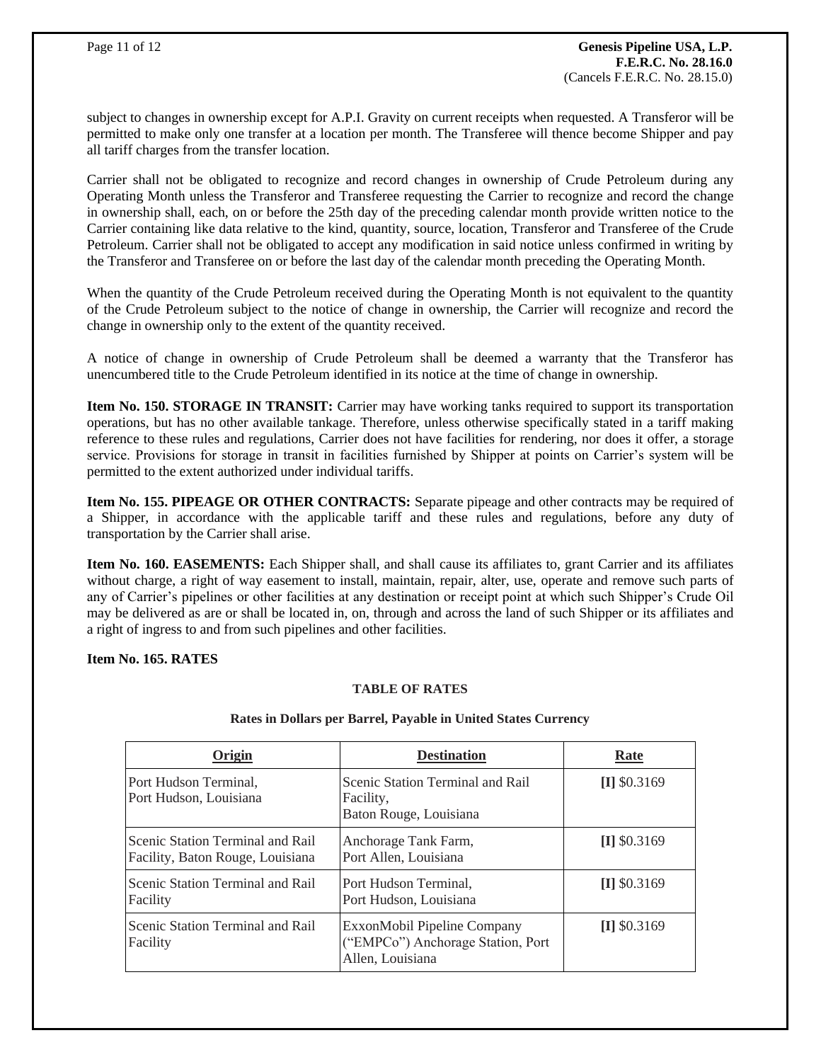subject to changes in ownership except for A.P.I. Gravity on current receipts when requested. A Transferor will be permitted to make only one transfer at a location per month. The Transferee will thence become Shipper and pay all tariff charges from the transfer location.

Carrier shall not be obligated to recognize and record changes in ownership of Crude Petroleum during any Operating Month unless the Transferor and Transferee requesting the Carrier to recognize and record the change in ownership shall, each, on or before the 25th day of the preceding calendar month provide written notice to the Carrier containing like data relative to the kind, quantity, source, location, Transferor and Transferee of the Crude Petroleum. Carrier shall not be obligated to accept any modification in said notice unless confirmed in writing by the Transferor and Transferee on or before the last day of the calendar month preceding the Operating Month.

When the quantity of the Crude Petroleum received during the Operating Month is not equivalent to the quantity of the Crude Petroleum subject to the notice of change in ownership, the Carrier will recognize and record the change in ownership only to the extent of the quantity received.

A notice of change in ownership of Crude Petroleum shall be deemed a warranty that the Transferor has unencumbered title to the Crude Petroleum identified in its notice at the time of change in ownership.

**Item No. 150. STORAGE IN TRANSIT:** Carrier may have working tanks required to support its transportation operations, but has no other available tankage. Therefore, unless otherwise specifically stated in a tariff making reference to these rules and regulations, Carrier does not have facilities for rendering, nor does it offer, a storage service. Provisions for storage in transit in facilities furnished by Shipper at points on Carrier's system will be permitted to the extent authorized under individual tariffs.

**Item No. 155. PIPEAGE OR OTHER CONTRACTS:** Separate pipeage and other contracts may be required of a Shipper, in accordance with the applicable tariff and these rules and regulations, before any duty of transportation by the Carrier shall arise.

**Item No. 160. EASEMENTS:** Each Shipper shall, and shall cause its affiliates to, grant Carrier and its affiliates without charge, a right of way easement to install, maintain, repair, alter, use, operate and remove such parts of any of Carrier's pipelines or other facilities at any destination or receipt point at which such Shipper's Crude Oil may be delivered as are or shall be located in, on, through and across the land of such Shipper or its affiliates and a right of ingress to and from such pipelines and other facilities.

**Item No. 165. RATES**

**TABLE OF RATES**

**Rates in Dollars per Barrel, Payable in United States Currency**

| Origin | Destination | Rate |
|---|---|---|
| Port Hudson Terminal, Port Hudson, Louisiana | Scenic Station Terminal and Rail Facility, Baton Rouge, Louisiana | **[I]** $0.3169 |
| Scenic Station Terminal and Rail Facility, Baton Rouge, Louisiana | Anchorage Tank Farm, Port Allen, Louisiana | **[I]** $0.3169 |
| Scenic Station Terminal and Rail Facility | Port Hudson Terminal, Port Hudson, Louisiana | **[I]** $0.3169 |
| Scenic Station Terminal and Rail Facility | ExxonMobil Pipeline Company ("EMPCo") Anchorage Station, Port Allen, Louisiana | **[I]** $0.3169 |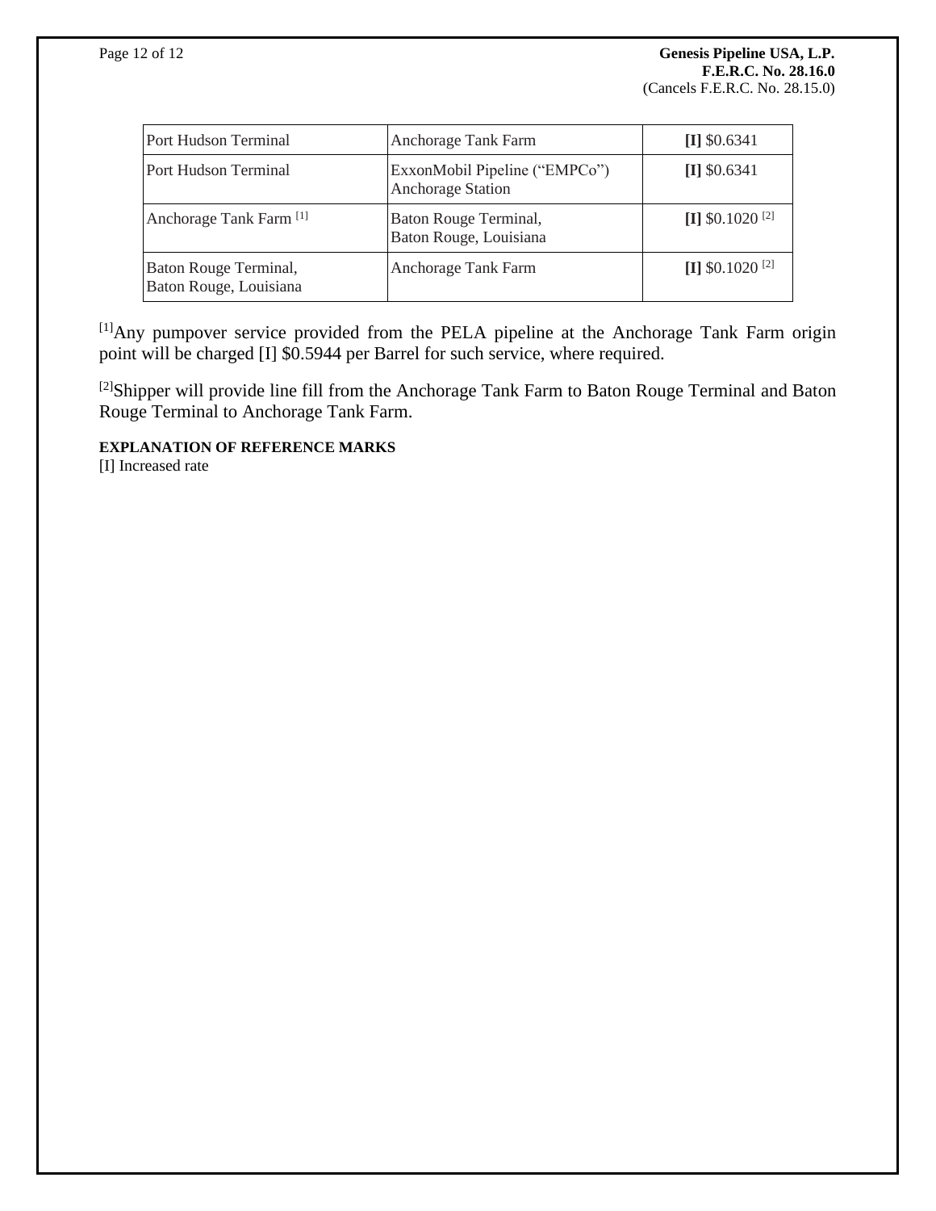| | | |
|---|---|---|
| Port Hudson Terminal | Anchorage Tank Farm | **[I]** $0.6341 |
| Port Hudson Terminal | ExxonMobil Pipeline ("EMPCo") Anchorage Station | **[I]** $0.6341 |
| Anchorage Tank Farm [1] | Baton Rouge Terminal, Baton Rouge, Louisiana | **[I]** $0.1020 [2] |
| Baton Rouge Terminal, Baton Rouge, Louisiana | Anchorage Tank Farm | **[I]** $0.1020 [2] |

[1]Any pumpover service provided from the PELA pipeline at the Anchorage Tank Farm origin point will be charged [I] $0.5944 per Barrel for such service, where required.

[2]Shipper will provide line fill from the Anchorage Tank Farm to Baton Rouge Terminal and Baton Rouge Terminal to Anchorage Tank Farm.

**EXPLANATION OF REFERENCE MARKS**

[I] Increased rate